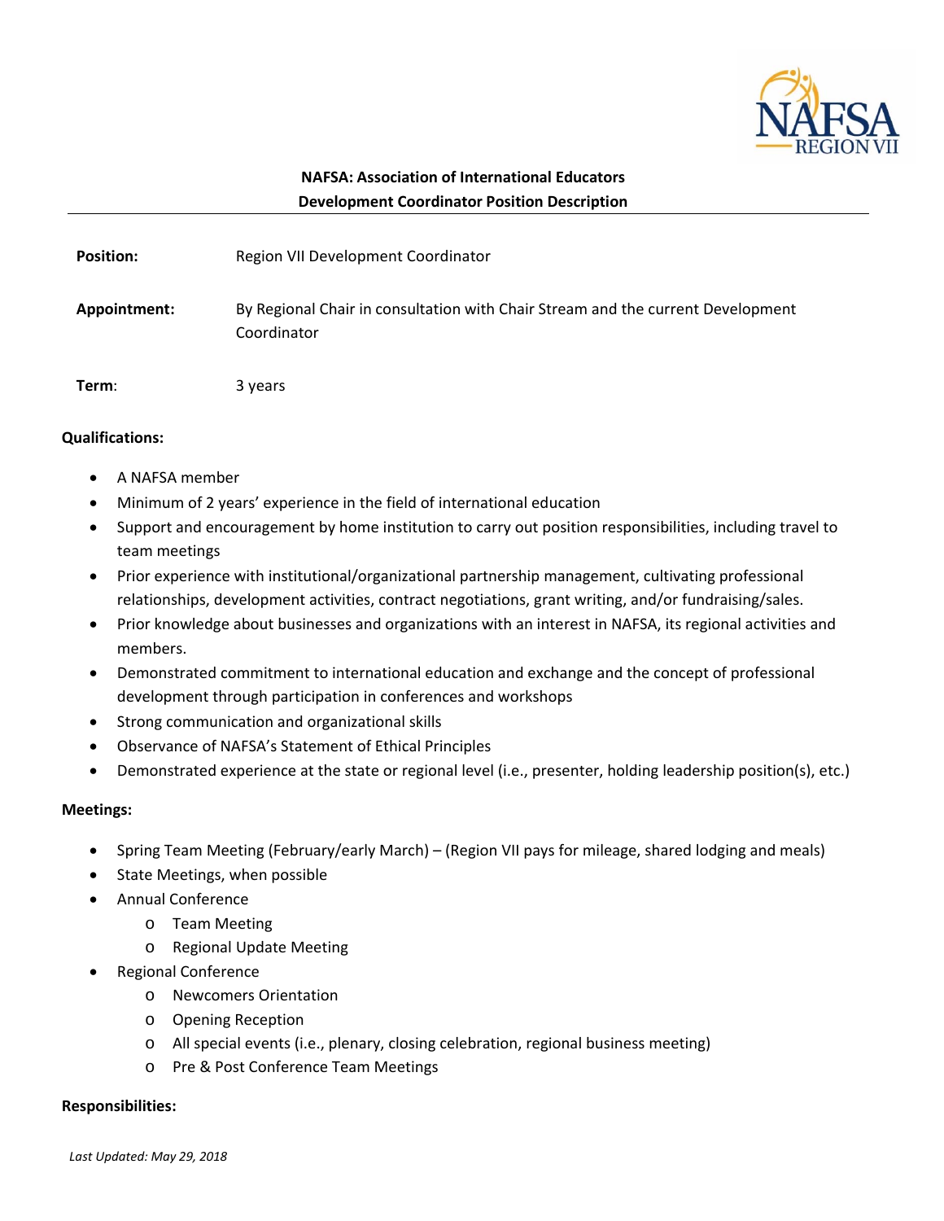**NAFSA: Association of International Educators**
**Development Coordinator Position Description**

---

**Position:** Region VII Development Coordinator

**Appointment:** By Regional Chair in consultation with Chair Stream and the current Development Coordinator

**Term:** 3 years

**Qualifications:**

- A NAFSA member
- Minimum of 2 years' experience in the field of international education
- Support and encouragement by home institution to carry out position responsibilities, including travel to team meetings
- Prior experience with institutional/organizational partnership management, cultivating professional relationships, development activities, contract negotiations, grant writing, and/or fundraising/sales.
- Prior knowledge about businesses and organizations with an interest in NAFSA, its regional activities and members.
- Demonstrated commitment to international education and exchange and the concept of professional development through participation in conferences and workshops
- Strong communication and organizational skills
- Observance of NAFSA's Statement of Ethical Principles
- Demonstrated experience at the state or regional level (i.e., presenter, holding leadership position(s), etc.)

**Meetings:**

- Spring Team Meeting (February/early March) – (Region VII pays for mileage, shared lodging and meals)
- State Meetings, when possible
- Annual Conference
  - Team Meeting
  - Regional Update Meeting
- Regional Conference
  - Newcomers Orientation
  - Opening Reception
  - All special events (i.e., plenary, closing celebration, regional business meeting)
  - Pre & Post Conference Team Meetings

**Responsibilities:**

*Last Updated: May 29, 2018*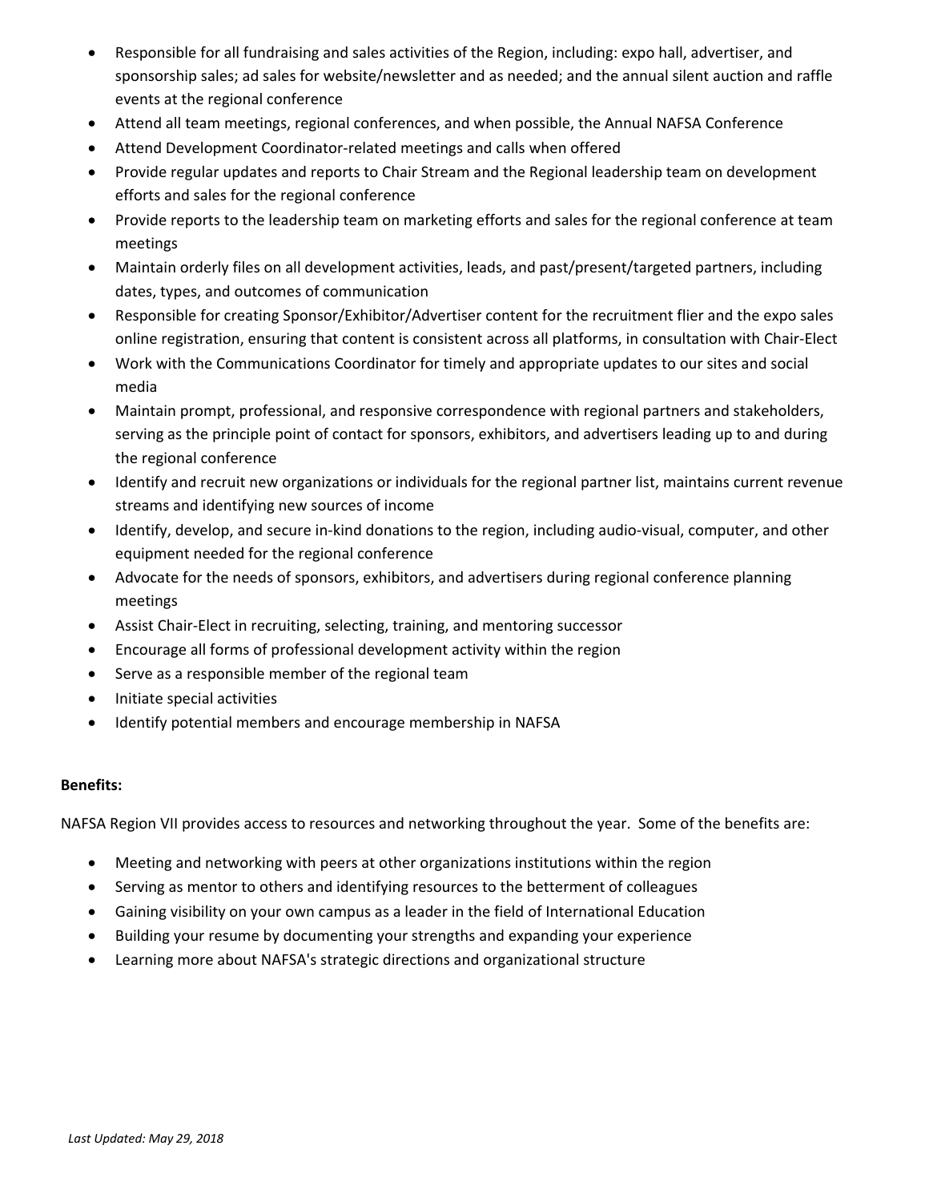- Responsible for all fundraising and sales activities of the Region, including: expo hall, advertiser, and sponsorship sales; ad sales for website/newsletter and as needed; and the annual silent auction and raffle events at the regional conference
- Attend all team meetings, regional conferences, and when possible, the Annual NAFSA Conference
- Attend Development Coordinator-related meetings and calls when offered
- Provide regular updates and reports to Chair Stream and the Regional leadership team on development efforts and sales for the regional conference
- Provide reports to the leadership team on marketing efforts and sales for the regional conference at team meetings
- Maintain orderly files on all development activities, leads, and past/present/targeted partners, including dates, types, and outcomes of communication
- Responsible for creating Sponsor/Exhibitor/Advertiser content for the recruitment flier and the expo sales online registration, ensuring that content is consistent across all platforms, in consultation with Chair-Elect
- Work with the Communications Coordinator for timely and appropriate updates to our sites and social media
- Maintain prompt, professional, and responsive correspondence with regional partners and stakeholders, serving as the principle point of contact for sponsors, exhibitors, and advertisers leading up to and during the regional conference
- Identify and recruit new organizations or individuals for the regional partner list, maintains current revenue streams and identifying new sources of income
- Identify, develop, and secure in-kind donations to the region, including audio-visual, computer, and other equipment needed for the regional conference
- Advocate for the needs of sponsors, exhibitors, and advertisers during regional conference planning meetings
- Assist Chair-Elect in recruiting, selecting, training, and mentoring successor
- Encourage all forms of professional development activity within the region
- Serve as a responsible member of the regional team
- Initiate special activities
- Identify potential members and encourage membership in NAFSA

**Benefits:**

NAFSA Region VII provides access to resources and networking throughout the year. Some of the benefits are:

- Meeting and networking with peers at other organizations institutions within the region
- Serving as mentor to others and identifying resources to the betterment of colleagues
- Gaining visibility on your own campus as a leader in the field of International Education
- Building your resume by documenting your strengths and expanding your experience
- Learning more about NAFSA's strategic directions and organizational structure

*Last Updated: May 29, 2018*